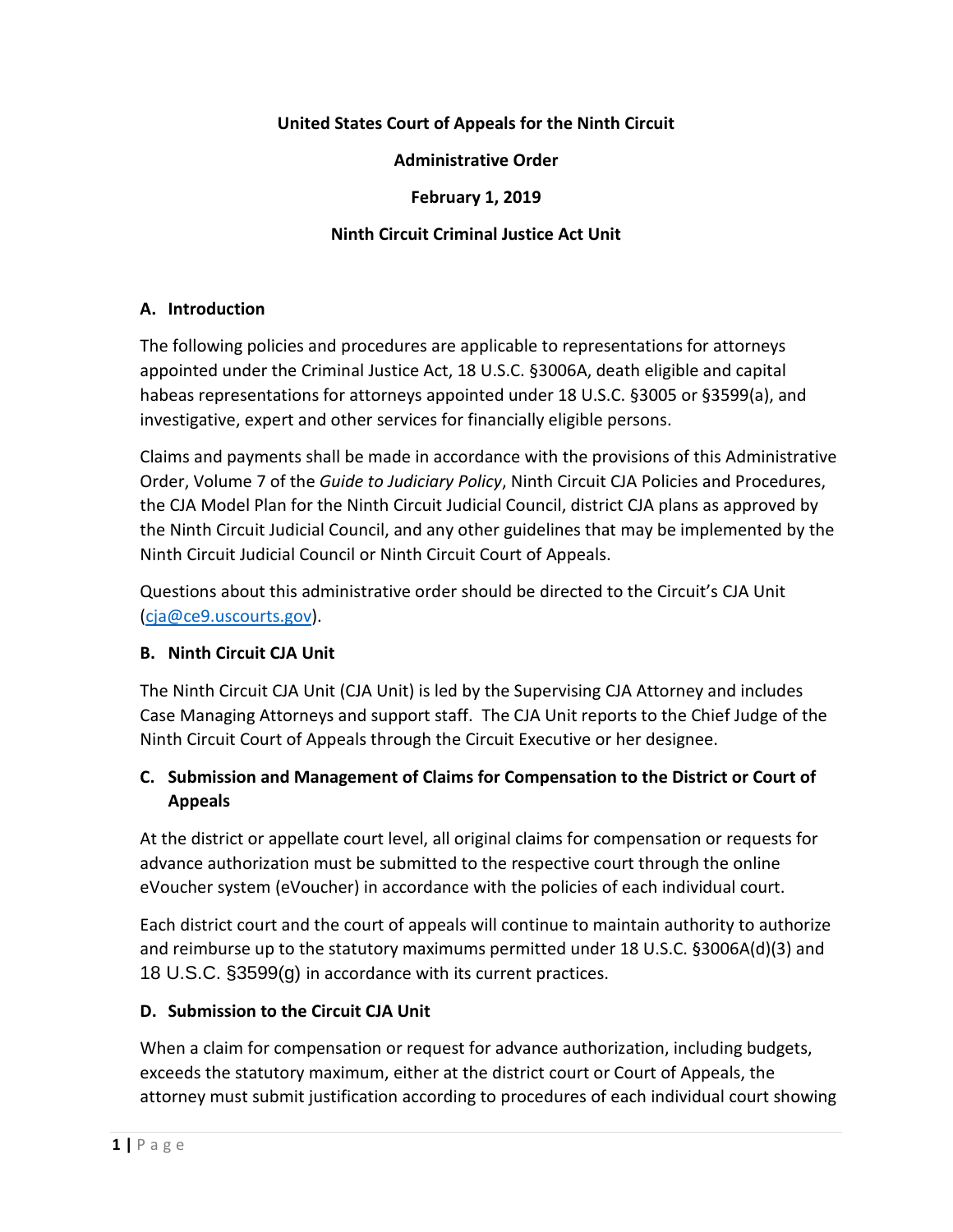**United States Court of Appeals for the Ninth Circuit**

**Administrative Order**

**February 1, 2019**

**Ninth Circuit Criminal Justice Act Unit**

## A. Introduction

The following policies and procedures are applicable to representations for attorneys appointed under the Criminal Justice Act, 18 U.S.C. §3006A, death eligible and capital habeas representations for attorneys appointed under 18 U.S.C. §3005 or §3599(a), and investigative, expert and other services for financially eligible persons.

Claims and payments shall be made in accordance with the provisions of this Administrative Order, Volume 7 of the *Guide to Judiciary Policy*, Ninth Circuit CJA Policies and Procedures, the CJA Model Plan for the Ninth Circuit Judicial Council, district CJA plans as approved by the Ninth Circuit Judicial Council, and any other guidelines that may be implemented by the Ninth Circuit Judicial Council or Ninth Circuit Court of Appeals.

Questions about this administrative order should be directed to the Circuit's CJA Unit (cja@ce9.uscourts.gov).

## B. Ninth Circuit CJA Unit

The Ninth Circuit CJA Unit (CJA Unit) is led by the Supervising CJA Attorney and includes Case Managing Attorneys and support staff. The CJA Unit reports to the Chief Judge of the Ninth Circuit Court of Appeals through the Circuit Executive or her designee.

## C. Submission and Management of Claims for Compensation to the District or Court of Appeals

At the district or appellate court level, all original claims for compensation or requests for advance authorization must be submitted to the respective court through the online eVoucher system (eVoucher) in accordance with the policies of each individual court.

Each district court and the court of appeals will continue to maintain authority to authorize and reimburse up to the statutory maximums permitted under 18 U.S.C. §3006A(d)(3) and 18 U.S.C. §3599(g) in accordance with its current practices.

## D. Submission to the Circuit CJA Unit

When a claim for compensation or request for advance authorization, including budgets, exceeds the statutory maximum, either at the district court or Court of Appeals, the attorney must submit justification according to procedures of each individual court showing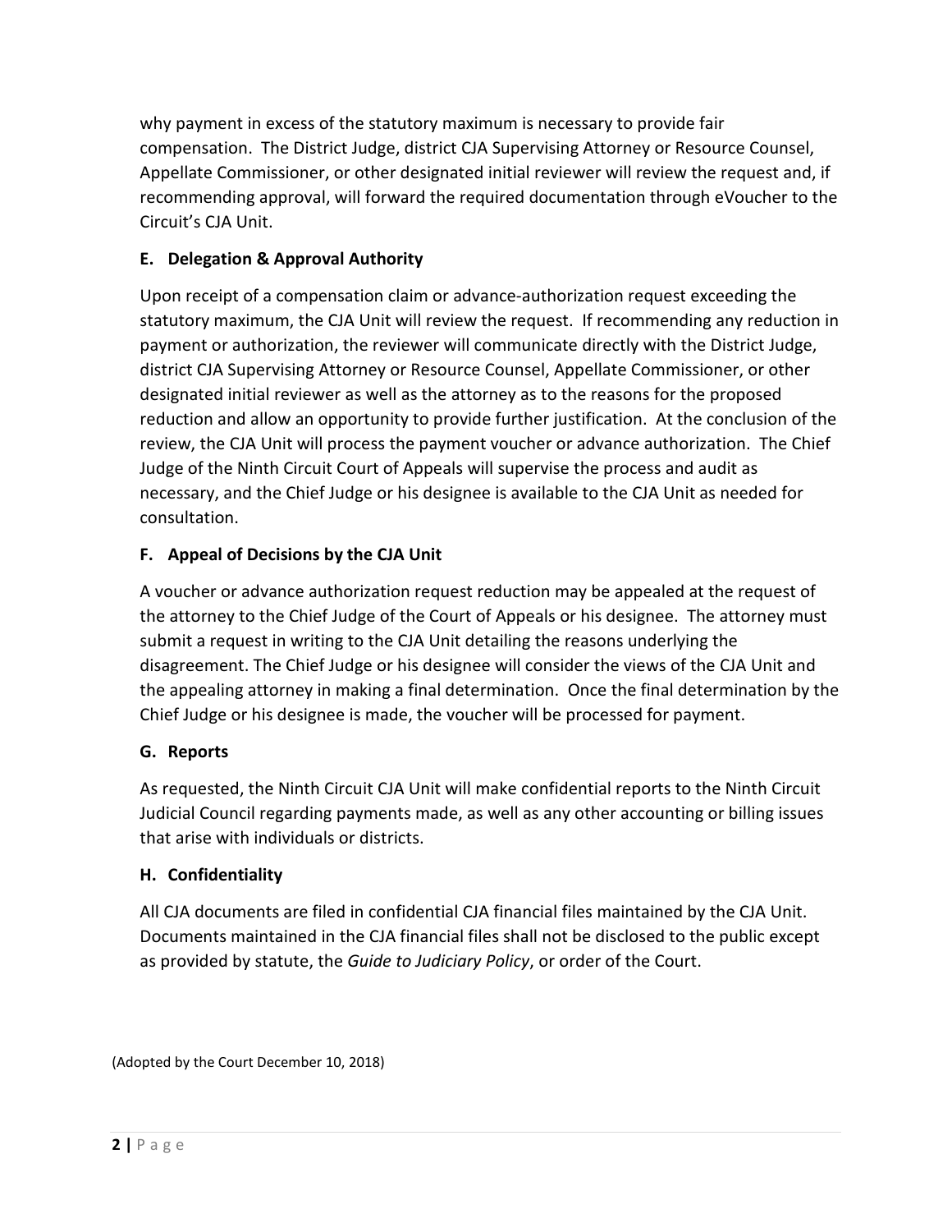why payment in excess of the statutory maximum is necessary to provide fair compensation. The District Judge, district CJA Supervising Attorney or Resource Counsel, Appellate Commissioner, or other designated initial reviewer will review the request and, if recommending approval, will forward the required documentation through eVoucher to the Circuit's CJA Unit.

### E. Delegation & Approval Authority

Upon receipt of a compensation claim or advance-authorization request exceeding the statutory maximum, the CJA Unit will review the request. If recommending any reduction in payment or authorization, the reviewer will communicate directly with the District Judge, district CJA Supervising Attorney or Resource Counsel, Appellate Commissioner, or other designated initial reviewer as well as the attorney as to the reasons for the proposed reduction and allow an opportunity to provide further justification. At the conclusion of the review, the CJA Unit will process the payment voucher or advance authorization. The Chief Judge of the Ninth Circuit Court of Appeals will supervise the process and audit as necessary, and the Chief Judge or his designee is available to the CJA Unit as needed for consultation.

### F. Appeal of Decisions by the CJA Unit

A voucher or advance authorization request reduction may be appealed at the request of the attorney to the Chief Judge of the Court of Appeals or his designee. The attorney must submit a request in writing to the CJA Unit detailing the reasons underlying the disagreement. The Chief Judge or his designee will consider the views of the CJA Unit and the appealing attorney in making a final determination. Once the final determination by the Chief Judge or his designee is made, the voucher will be processed for payment.

### G. Reports

As requested, the Ninth Circuit CJA Unit will make confidential reports to the Ninth Circuit Judicial Council regarding payments made, as well as any other accounting or billing issues that arise with individuals or districts.

### H. Confidentiality

All CJA documents are filed in confidential CJA financial files maintained by the CJA Unit. Documents maintained in the CJA financial files shall not be disclosed to the public except as provided by statute, the *Guide to Judiciary Policy*, or order of the Court.

(Adopted by the Court December 10, 2018)